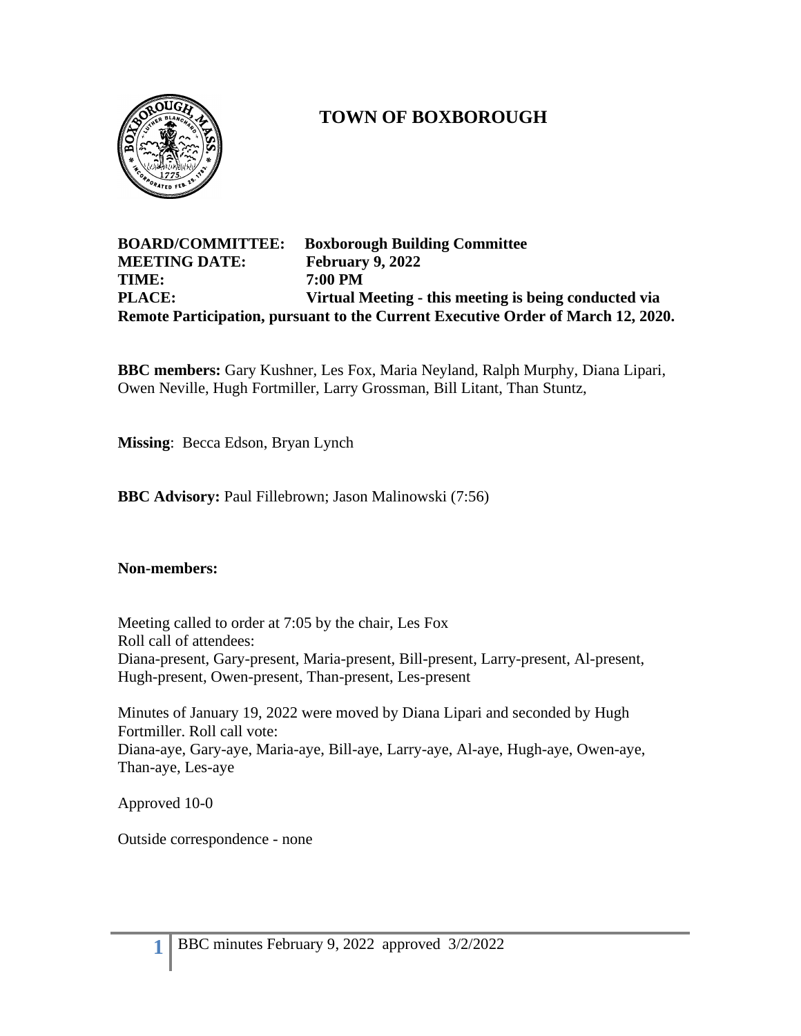# TOWN OF BOXBOROUGH

**BOARD/COMMITTEE:** **Boxborough Building Committee**
**MEETING DATE:** **February 9, 2022**
**TIME:** **7:00 PM**
**PLACE:** **Virtual Meeting - this meeting is being conducted via Remote Participation, pursuant to the Current Executive Order of March 12, 2020.**

**BBC members:** Gary Kushner, Les Fox, Maria Neyland, Ralph Murphy, Diana Lipari, Owen Neville, Hugh Fortmiller, Larry Grossman, Bill Litant, Than Stuntz,

**Missing**: Becca Edson, Bryan Lynch

**BBC Advisory:** Paul Fillebrown; Jason Malinowski (7:56)

**Non-members:**

Meeting called to order at 7:05 by the chair, Les Fox
Roll call of attendees:
Diana-present, Gary-present, Maria-present, Bill-present, Larry-present, Al-present, Hugh-present, Owen-present, Than-present, Les-present

Minutes of January 19, 2022 were moved by Diana Lipari and seconded by Hugh Fortmiller. Roll call vote:
Diana-aye, Gary-aye, Maria-aye, Bill-aye, Larry-aye, Al-aye, Hugh-aye, Owen-aye, Than-aye, Les-aye

Approved 10-0

Outside correspondence - none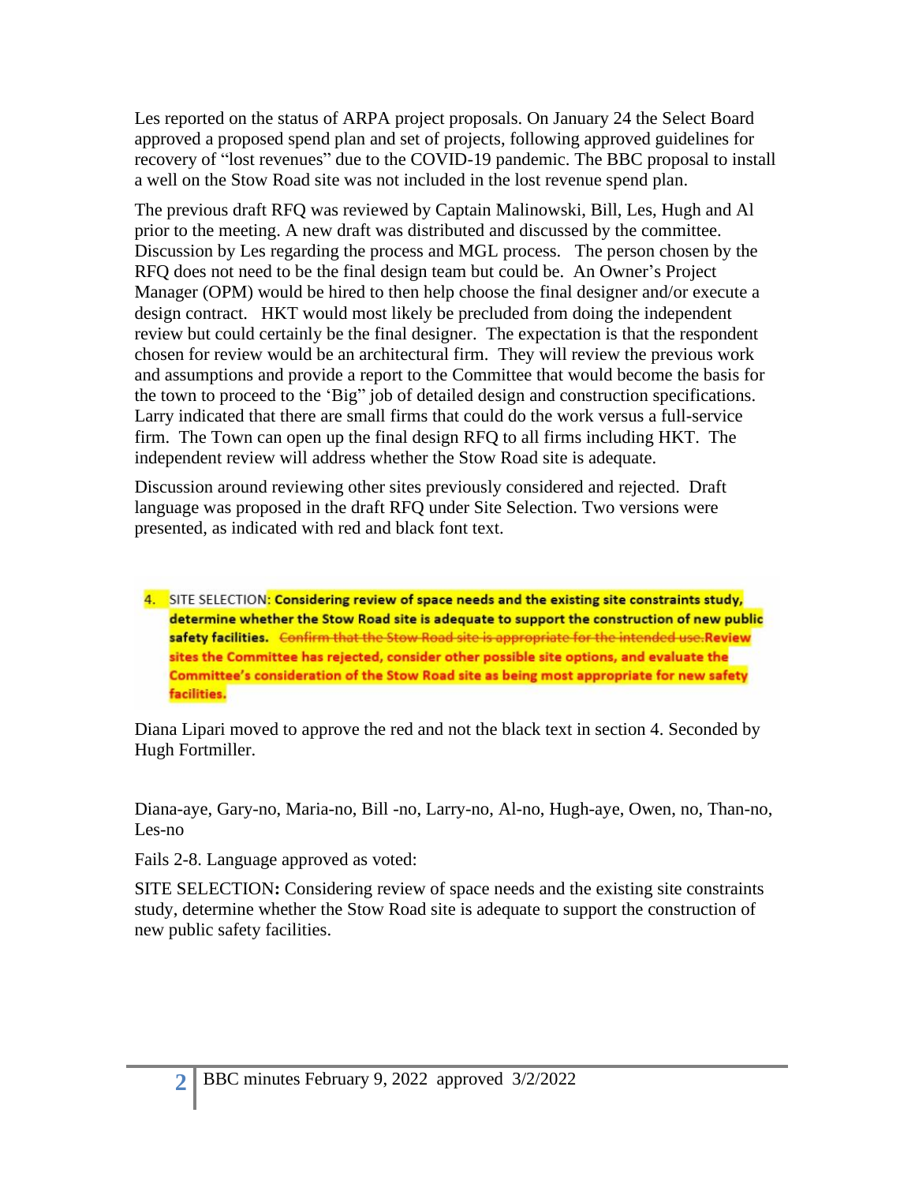Les reported on the status of ARPA project proposals. On January 24 the Select Board approved a proposed spend plan and set of projects, following approved guidelines for recovery of "lost revenues" due to the COVID-19 pandemic. The BBC proposal to install a well on the Stow Road site was not included in the lost revenue spend plan.

The previous draft RFQ was reviewed by Captain Malinowski, Bill, Les, Hugh and Al prior to the meeting. A new draft was distributed and discussed by the committee. Discussion by Les regarding the process and MGL process. The person chosen by the RFQ does not need to be the final design team but could be. An Owner's Project Manager (OPM) would be hired to then help choose the final designer and/or execute a design contract. HKT would most likely be precluded from doing the independent review but could certainly be the final designer. The expectation is that the respondent chosen for review would be an architectural firm. They will review the previous work and assumptions and provide a report to the Committee that would become the basis for the town to proceed to the 'Big" job of detailed design and construction specifications. Larry indicated that there are small firms that could do the work versus a full-service firm. The Town can open up the final design RFQ to all firms including HKT. The independent review will address whether the Stow Road site is adequate.

Discussion around reviewing other sites previously considered and rejected. Draft language was proposed in the draft RFQ under Site Selection. Two versions were presented, as indicated with red and black font text.

> 4. SITE SELECTION: **Considering review of space needs and the existing site constraints study, determine whether the Stow Road site is adequate to support the construction of new public safety facilities.** ~~Confirm that the Stow Road site is appropriate for the intended use.~~ **Review sites the Committee has rejected, consider other possible site options, and evaluate the Committee's consideration of the Stow Road site as being most appropriate for new safety facilities.**

Diana Lipari moved to approve the red and not the black text in section 4. Seconded by Hugh Fortmiller.

Diana-aye, Gary-no, Maria-no, Bill -no, Larry-no, Al-no, Hugh-aye, Owen, no, Than-no, Les-no

Fails 2-8. Language approved as voted:

SITE SELECTION**:** Considering review of space needs and the existing site constraints study, determine whether the Stow Road site is adequate to support the construction of new public safety facilities.

BBC minutes February 9, 2022 approved 3/2/2022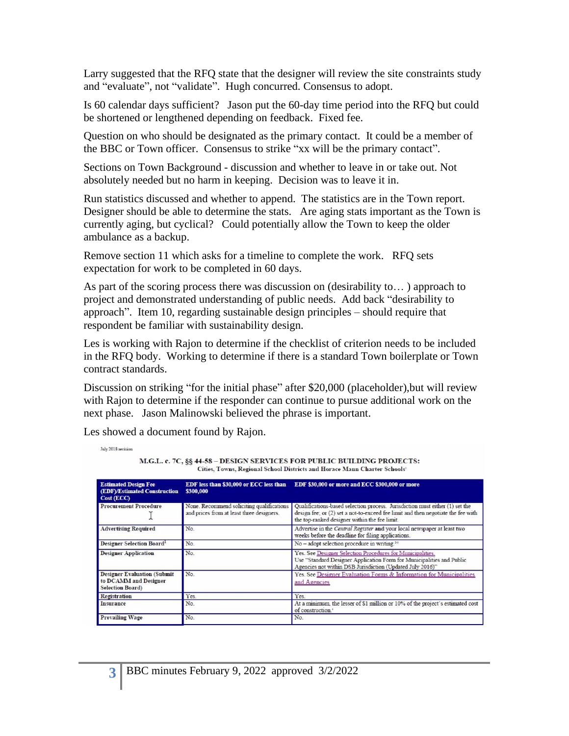Larry suggested that the RFQ state that the designer will review the site constraints study and "evaluate", not "validate". Hugh concurred. Consensus to adopt.

Is 60 calendar days sufficient? Jason put the 60-day time period into the RFQ but could be shortened or lengthened depending on feedback. Fixed fee.

Question on who should be designated as the primary contact. It could be a member of the BBC or Town officer. Consensus to strike "xx will be the primary contact".

Sections on Town Background - discussion and whether to leave in or take out. Not absolutely needed but no harm in keeping. Decision was to leave it in.

Run statistics discussed and whether to append. The statistics are in the Town report. Designer should be able to determine the stats. Are aging stats important as the Town is currently aging, but cyclical? Could potentially allow the Town to keep the older ambulance as a backup.

Remove section 11 which asks for a timeline to complete the work. RFQ sets expectation for work to be completed in 60 days.

As part of the scoring process there was discussion on (desirability to… ) approach to project and demonstrated understanding of public needs. Add back "desirability to approach". Item 10, regarding sustainable design principles – should require that respondent be familiar with sustainability design.

Les is working with Rajon to determine if the checklist of criterion needs to be included in the RFQ body. Working to determine if there is a standard Town boilerplate or Town contract standards.

Discussion on striking "for the initial phase" after $20,000 (placeholder),but will review with Rajon to determine if the responder can continue to pursue additional work on the next phase. Jason Malinowski believed the phrase is important.

Les showed a document found by Rajon.

July 2018 revision

**M.G.L. c. 7C, §§ 44-58 – DESIGN SERVICES FOR PUBLIC BUILDING PROJECTS:**
Cities, Towns, Regional School Districts and Horace Mann Charter Schools[1]

| Estimated Design Fee (EDF)/Estimated Construction Cost (ECC) | EDF less than $30,000 or ECC less than $300,000 | EDF $30,000 or more and ECC $300,000 or more |
|---|---|---|
| Procurement Procedure | None. Recommend soliciting qualifications and prices from at least three designers. | Qualifications-based selection process. Jurisdiction must either (1) set the design fee; or (2) set a not-to-exceed fee limit and then negotiate the fee with the top-ranked designer within the fee limit. |
| Advertising Required | No. | Advertise in the *Central Register* and your local newspaper at least two weeks before the deadline for filing applications. |
| Designer Selection Board[1] | No. | No – adopt selection procedure in writing.[2,3] |
| Designer Application | No. | Yes. See Designer Selection Procedures for Municipalities. Use "Standard Designer Application Form for Municipalities and Public Agencies not within DSB Jurisdiction (Updated July 2016)" |
| Designer Evaluation (Submit to DCAMM and Designer Selection Board) | No. | Yes. See Designer Evaluation Forms & Information for Municipalities and Agencies |
| Registration | Yes. | Yes. |
| Insurance | No. | At a minimum, the lesser of $1 million or 10% of the project's estimated cost of construction.[4] |
| Prevailing Wage | No. | No. |

BBC minutes February 9, 2022 approved 3/2/2022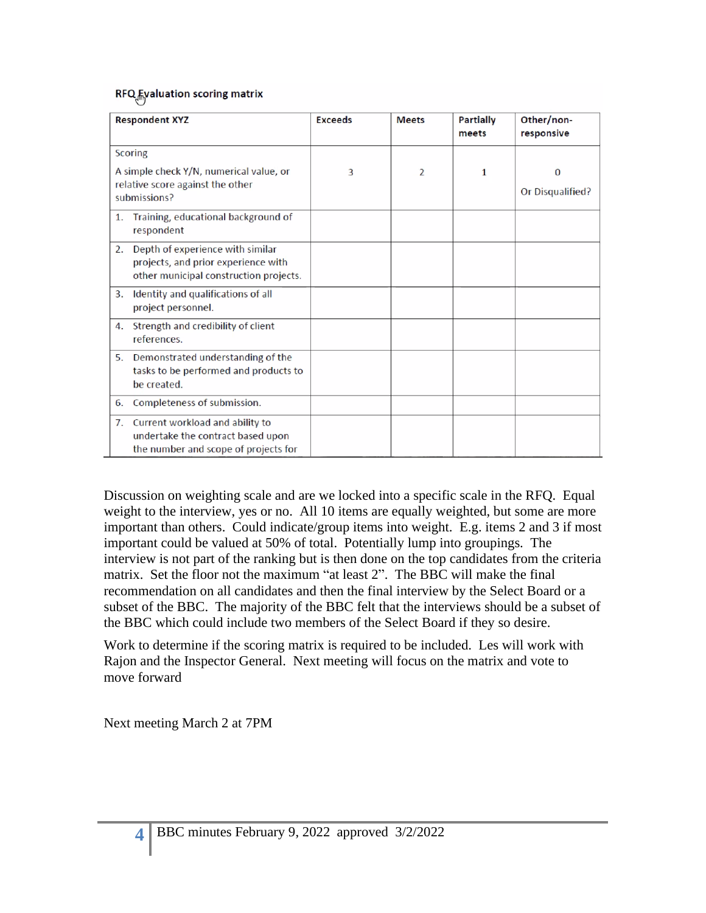**RFQ Evaluation scoring matrix**

| Respondent XYZ | Exceeds | Meets | Partially meets | Other/non-responsive |
|---|---|---|---|---|
| Scoring<br><br>A simple check Y/N, numerical value, or relative score against the other submissions? | 3 | 2 | 1 | 0<br><br>Or Disqualified? |
| 1. Training, educational background of respondent | | | | |
| 2. Depth of experience with similar projects, and prior experience with other municipal construction projects. | | | | |
| 3. Identity and qualifications of all project personnel. | | | | |
| 4. Strength and credibility of client references. | | | | |
| 5. Demonstrated understanding of the tasks to be performed and products to be created. | | | | |
| 6. Completeness of submission. | | | | |
| 7. Current workload and ability to undertake the contract based upon the number and scope of projects for | | | | |

Discussion on weighting scale and are we locked into a specific scale in the RFQ. Equal weight to the interview, yes or no. All 10 items are equally weighted, but some are more important than others. Could indicate/group items into weight. E.g. items 2 and 3 if most important could be valued at 50% of total. Potentially lump into groupings. The interview is not part of the ranking but is then done on the top candidates from the criteria matrix. Set the floor not the maximum "at least 2". The BBC will make the final recommendation on all candidates and then the final interview by the Select Board or a subset of the BBC. The majority of the BBC felt that the interviews should be a subset of the BBC which could include two members of the Select Board if they so desire.

Work to determine if the scoring matrix is required to be included. Les will work with Rajon and the Inspector General. Next meeting will focus on the matrix and vote to move forward

Next meeting March 2 at 7PM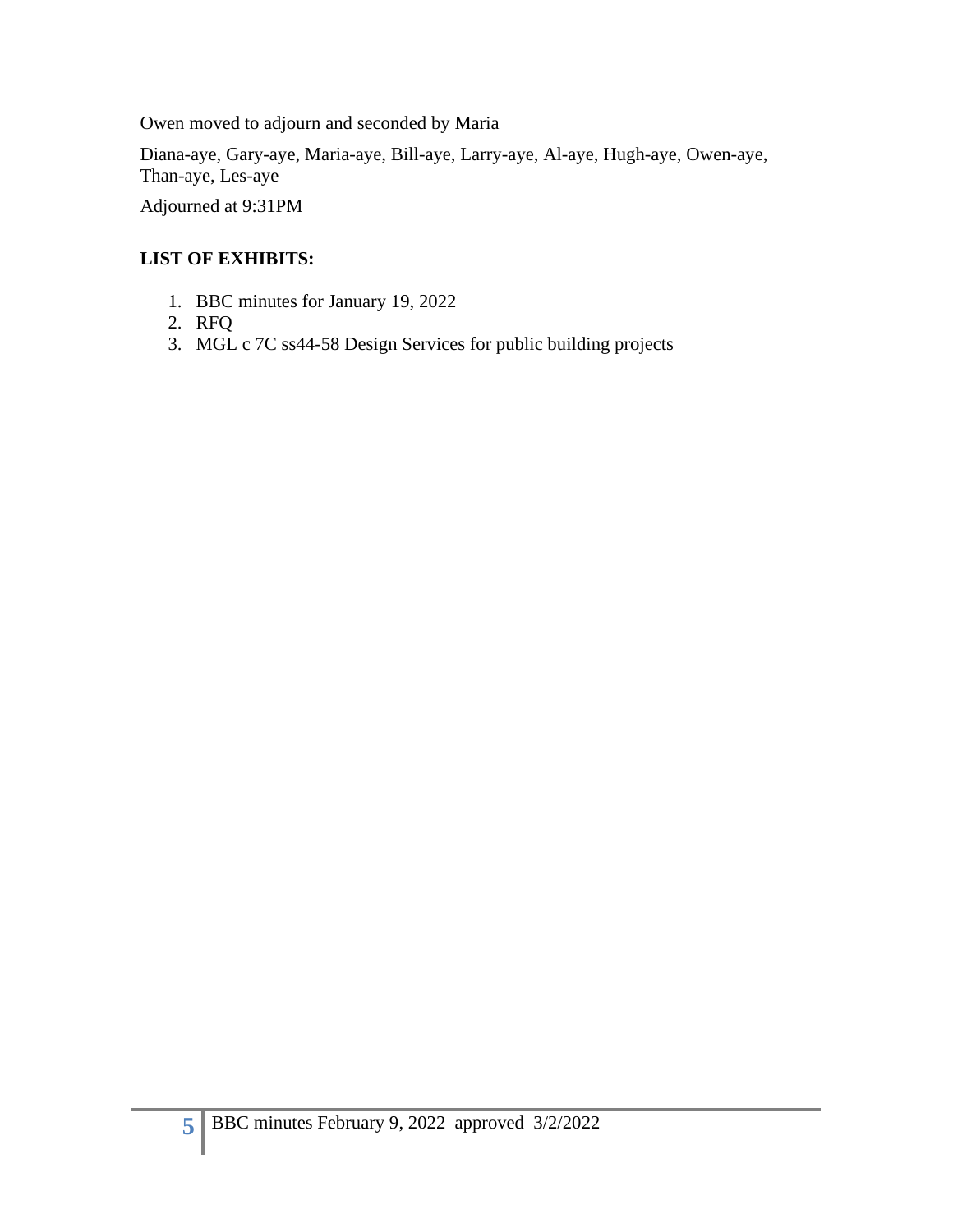Owen moved to adjourn and seconded by Maria

Diana-aye, Gary-aye, Maria-aye, Bill-aye, Larry-aye, Al-aye, Hugh-aye, Owen-aye, Than-aye, Les-aye

Adjourned at 9:31PM

**LIST OF EXHIBITS:**

1. BBC minutes for January 19, 2022
2. RFQ
3. MGL c 7C ss44-58 Design Services for public building projects